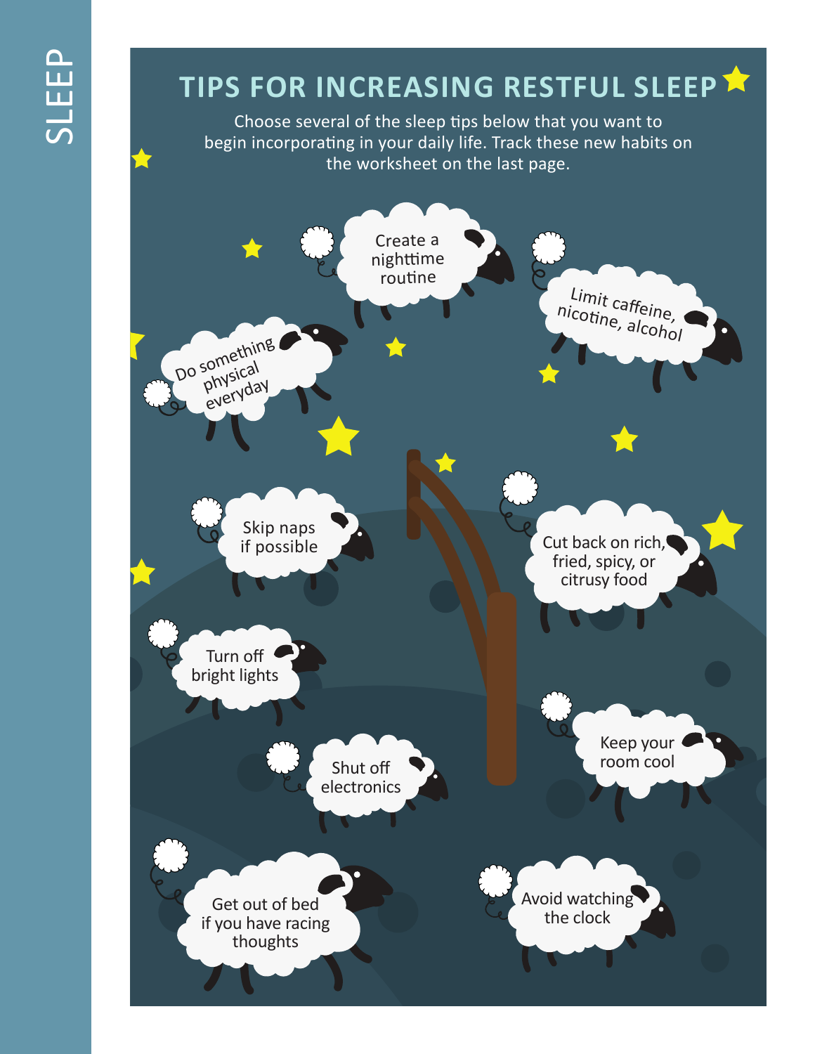# TIPS FOR INCREASING RESTFUL SLEEP

Choose several of the sleep tips below that you want to begin incorporating in your daily life. Track these new habits on the worksheet on the last page.

- Create a nighttime routine
- Limit caffeine, nicotine, alcohol
- Do something physical everyday
- Skip naps if possible
- Cut back on rich, fried, spicy, or citrusy food
- Turn off bright lights
- Keep your room cool
- Shut off electronics
- Get out of bed if you have racing thoughts
- Avoid watching the clock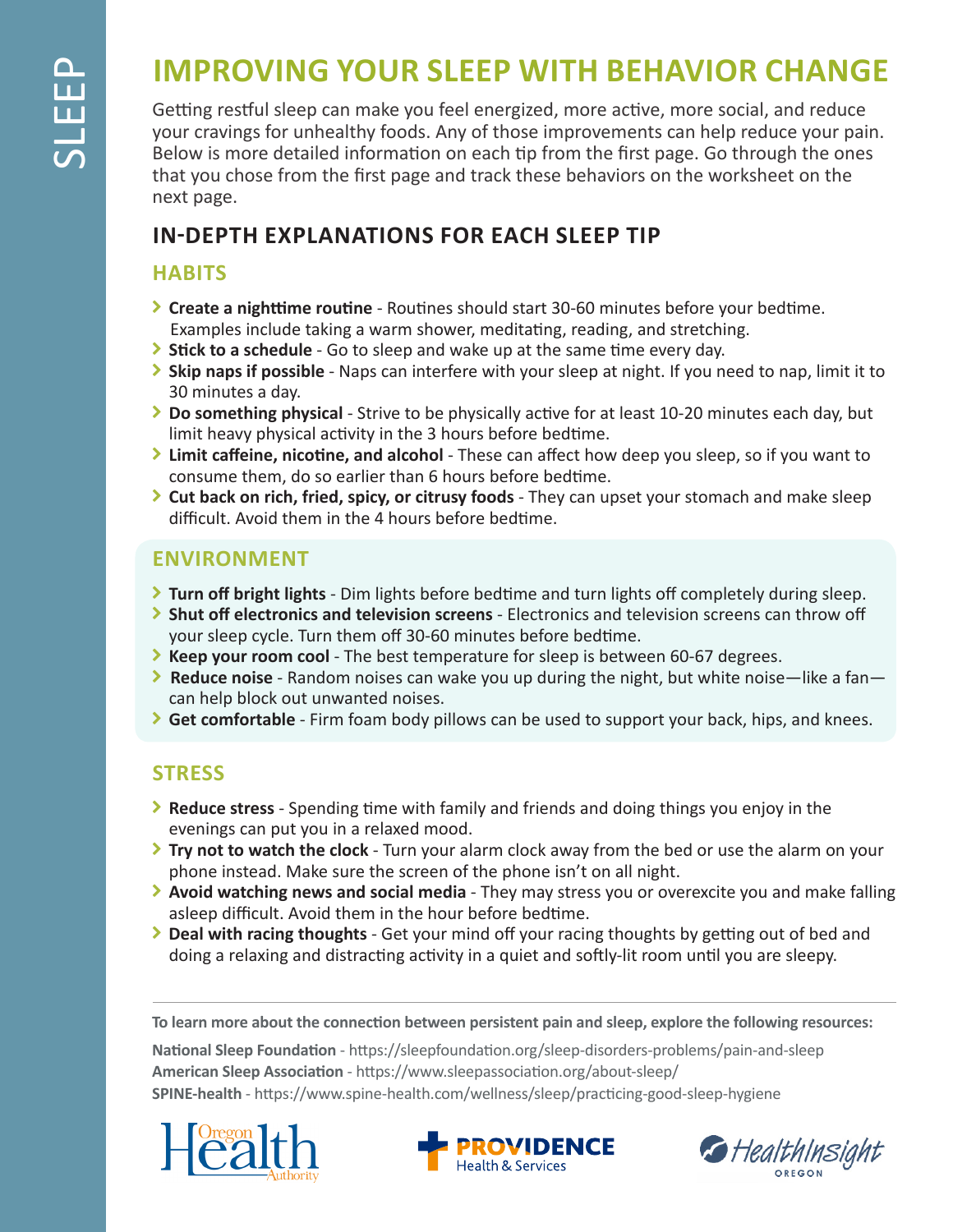# IMPROVING YOUR SLEEP WITH BEHAVIOR CHANGE

Getting restful sleep can make you feel energized, more active, more social, and reduce your cravings for unhealthy foods. Any of those improvements can help reduce your pain. Below is more detailed information on each tip from the first page. Go through the ones that you chose from the first page and track these behaviors on the worksheet on the next page.

## IN-DEPTH EXPLANATIONS FOR EACH SLEEP TIP

### HABITS

- **Create a nighttime routine** - Routines should start 30-60 minutes before your bedtime. Examples include taking a warm shower, meditating, reading, and stretching.
- **Stick to a schedule** - Go to sleep and wake up at the same time every day.
- **Skip naps if possible** - Naps can interfere with your sleep at night. If you need to nap, limit it to 30 minutes a day.
- **Do something physical** - Strive to be physically active for at least 10-20 minutes each day, but limit heavy physical activity in the 3 hours before bedtime.
- **Limit caffeine, nicotine, and alcohol** - These can affect how deep you sleep, so if you want to consume them, do so earlier than 6 hours before bedtime.
- **Cut back on rich, fried, spicy, or citrusy foods** - They can upset your stomach and make sleep difficult. Avoid them in the 4 hours before bedtime.

### ENVIRONMENT

- **Turn off bright lights** - Dim lights before bedtime and turn lights off completely during sleep.
- **Shut off electronics and television screens** - Electronics and television screens can throw off your sleep cycle. Turn them off 30-60 minutes before bedtime.
- **Keep your room cool** - The best temperature for sleep is between 60-67 degrees.
- **Reduce noise** - Random noises can wake you up during the night, but white noise—like a fan—can help block out unwanted noises.
- **Get comfortable** - Firm foam body pillows can be used to support your back, hips, and knees.

### STRESS

- **Reduce stress** - Spending time with family and friends and doing things you enjoy in the evenings can put you in a relaxed mood.
- **Try not to watch the clock** - Turn your alarm clock away from the bed or use the alarm on your phone instead. Make sure the screen of the phone isn't on all night.
- **Avoid watching news and social media** - They may stress you or overexcite you and make falling asleep difficult. Avoid them in the hour before bedtime.
- **Deal with racing thoughts** - Get your mind off your racing thoughts by getting out of bed and doing a relaxing and distracting activity in a quiet and softly-lit room until you are sleepy.

---

**To learn more about the connection between persistent pain and sleep, explore the following resources:**

**National Sleep Foundation** - https://sleepfoundation.org/sleep-disorders-problems/pain-and-sleep
**American Sleep Association** - https://www.sleepassociation.org/about-sleep/
**SPINE-health** - https://www.spine-health.com/wellness/sleep/practicing-good-sleep-hygiene

Oregon Health Authority | PROVIDENCE Health & Services | HealthInsight OREGON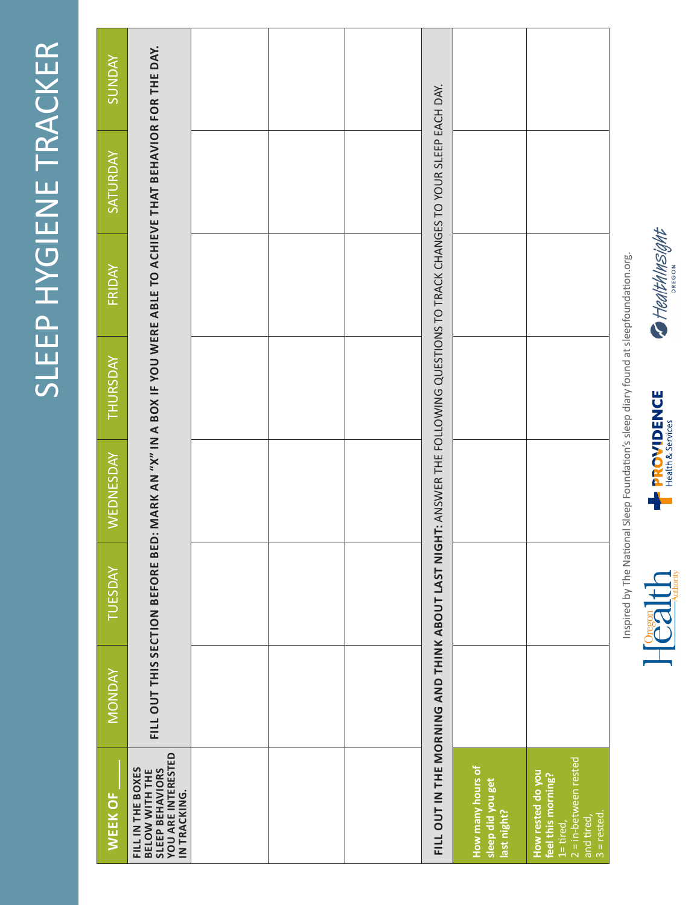# SLEEP HYGIENE TRACKER

| WEEK OF ____ | MONDAY | TUESDAY | WEDNESDAY | THURSDAY | FRIDAY | SATURDAY | SUNDAY |
|---|---|---|---|---|---|---|---|
| FILL IN THE BOXES BELOW WITH THE SLEEP BEHAVIORS YOU ARE INTERESTED IN TRACKING. | **FILL OUT THIS SECTION BEFORE BED: MARK AN "X" IN A BOX IF YOU WERE ABLE TO ACHIEVE THAT BEHAVIOR FOR THE DAY.** | | | | | | |
| | | | | | | | |
| | | | | | | | |
| | | | | | | | |
| **FILL OUT IN THE MORNING AND THINK ABOUT LAST NIGHT:** ANSWER THE FOLLOWING QUESTIONS TO TRACK CHANGES TO YOUR SLEEP EACH DAY. | | | | | | | |
| **How many hours of sleep did you get last night?** | | | | | | | |
| **How rested do you feel this morning?** 1 = tired, 2 = in-between rested and tired, 3 = rested. | | | | | | | |

Inspired by The National Sleep Foundation's sleep diary found at sleepfoundation.org.

Oregon Health Authority | PROVIDENCE Health & Services | HealthInsight OREGON